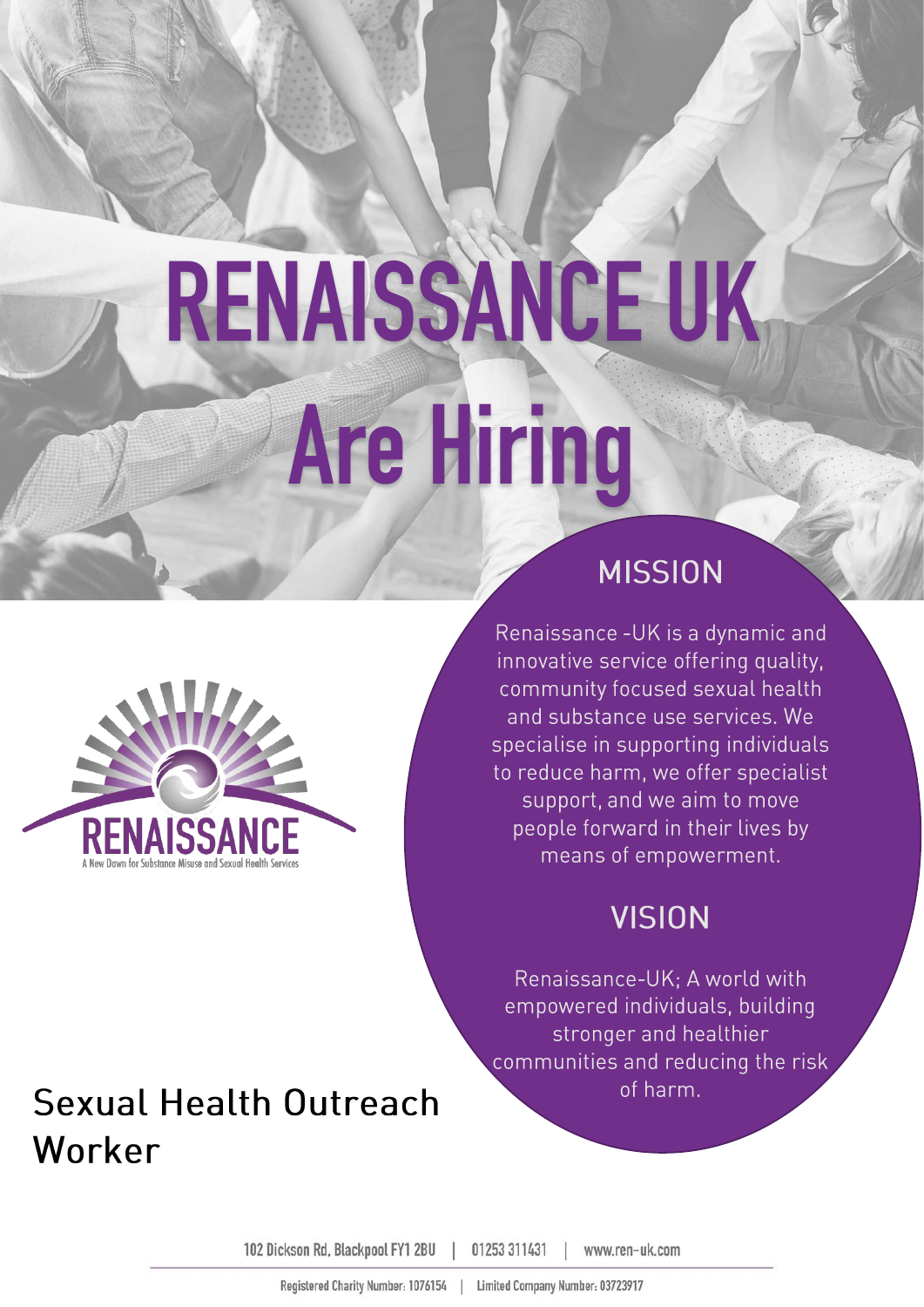# RENAISSANCE UK Are Hiring

## MISSION

Renaissance -UK is a dynamic and innovative service offering quality, community focused sexual health and substance use services. We specialise in supporting individuals to reduce harm, we offer specialist support, and we aim to move people forward in their lives by means of empowerment.

RENAISSANCE

A New Dawn for Substance Misuse and Sexual Health Services

## VISION

Renaissance-UK; A world with empowered individuals, building stronger and healthier communities and reducing the risk of harm.

## Sexual Health Outreach Worker

102 Dickson Rd, Blackpool FY1 2BU | 01253 311431 | www.ren-uk.com

Registered Charity Number: 1076154 | Limited Company Number: 03723917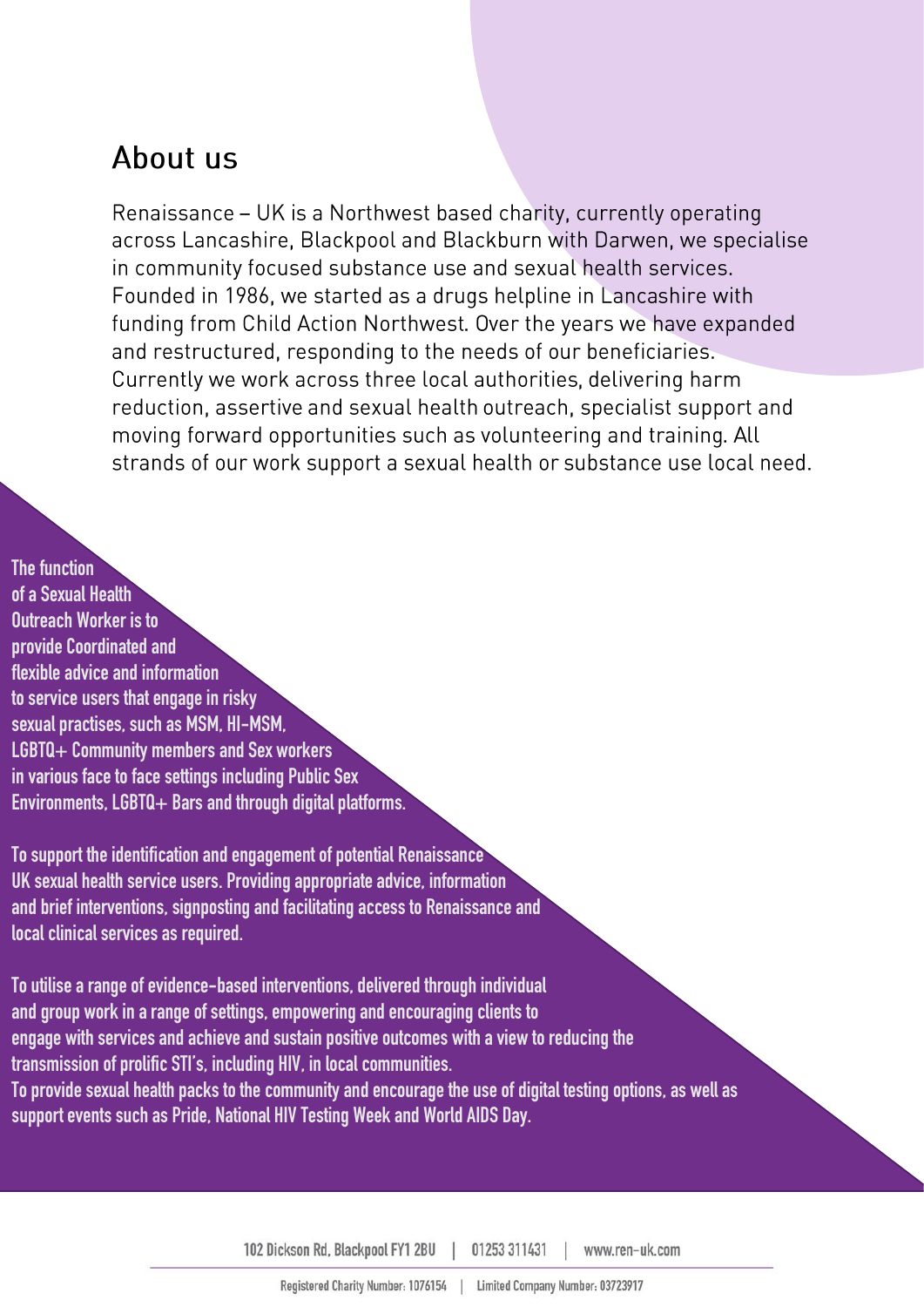## About us

Renaissance – UK is a Northwest based charity, currently operating across Lancashire, Blackpool and Blackburn with Darwen, we specialise in community focused substance use and sexual health services. Founded in 1986, we started as a drugs helpline in Lancashire with funding from Child Action Northwest. Over the years we have expanded and restructured, responding to the needs of our beneficiaries. Currently we work across three local authorities, delivering harm reduction, assertive and sexual health outreach, specialist support and moving forward opportunities such as volunteering and training. All strands of our work support a sexual health or substance use local need.

The function of a Sexual Health Outreach Worker is to provide Coordinated and flexible advice and information to service users that engage in risky sexual practises, such as MSM, HI-MSM, LGBTQ+ Community members and Sex workers in various face to face settings including Public Sex Environments, LGBTQ+ Bars and through digital platforms.

To support the identification and engagement of potential Renaissance UK sexual health service users. Providing appropriate advice, information and brief interventions, signposting and facilitating access to Renaissance and local clinical services as required.

To utilise a range of evidence-based interventions, delivered through individual and group work in a range of settings, empowering and encouraging clients to engage with services and achieve and sustain positive outcomes with a view to reducing the transmission of prolific STI's, including HIV, in local communities.
To provide sexual health packs to the community and encourage the use of digital testing options, as well as support events such as Pride, National HIV Testing Week and World AIDS Day.

102 Dickson Rd, Blackpool FY1 2BU | 01253 311431 | www.ren-uk.com

Registered Charity Number: 1076154 | Limited Company Number: 03723917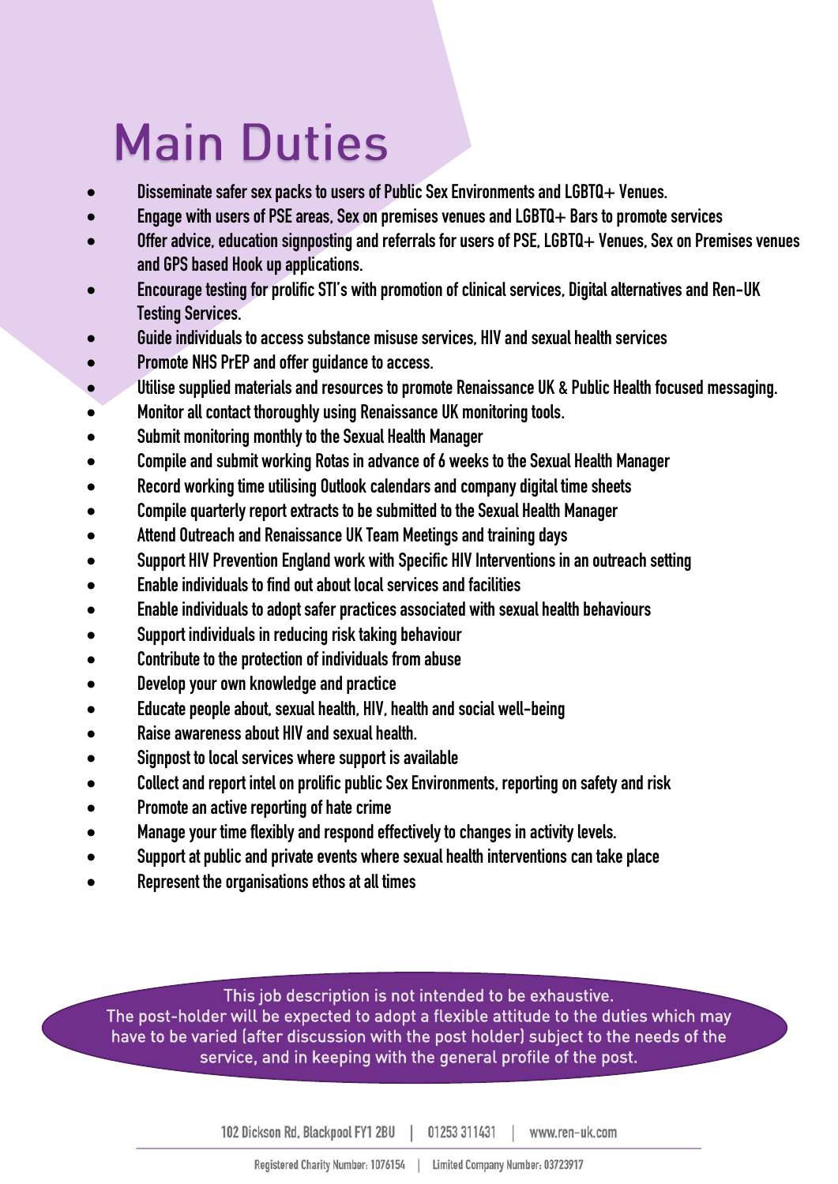# Main Duties

- Disseminate safer sex packs to users of Public Sex Environments and LGBTQ+ Venues.
- Engage with users of PSE areas, Sex on premises venues and LGBTQ+ Bars to promote services
- Offer advice, education signposting and referrals for users of PSE, LGBTQ+ Venues, Sex on Premises venues and GPS based Hook up applications.
- Encourage testing for prolific STI's with promotion of clinical services, Digital alternatives and Ren-UK Testing Services.
- Guide individuals to access substance misuse services, HIV and sexual health services
- Promote NHS PrEP and offer guidance to access.
- Utilise supplied materials and resources to promote Renaissance UK & Public Health focused messaging.
- Monitor all contact thoroughly using Renaissance UK monitoring tools.
- Submit monitoring monthly to the Sexual Health Manager
- Compile and submit working Rotas in advance of 6 weeks to the Sexual Health Manager
- Record working time utilising Outlook calendars and company digital time sheets
- Compile quarterly report extracts to be submitted to the Sexual Health Manager
- Attend Outreach and Renaissance UK Team Meetings and training days
- Support HIV Prevention England work with Specific HIV Interventions in an outreach setting
- Enable individuals to find out about local services and facilities
- Enable individuals to adopt safer practices associated with sexual health behaviours
- Support individuals in reducing risk taking behaviour
- Contribute to the protection of individuals from abuse
- Develop your own knowledge and practice
- Educate people about, sexual health, HIV, health and social well-being
- Raise awareness about HIV and sexual health.
- Signpost to local services where support is available
- Collect and report intel on prolific public Sex Environments, reporting on safety and risk
- Promote an active reporting of hate crime
- Manage your time flexibly and respond effectively to changes in activity levels.
- Support at public and private events where sexual health interventions can take place
- Represent the organisations ethos at all times

This job description is not intended to be exhaustive.
The post-holder will be expected to adopt a flexible attitude to the duties which may have to be varied (after discussion with the post holder) subject to the needs of the service, and in keeping with the general profile of the post.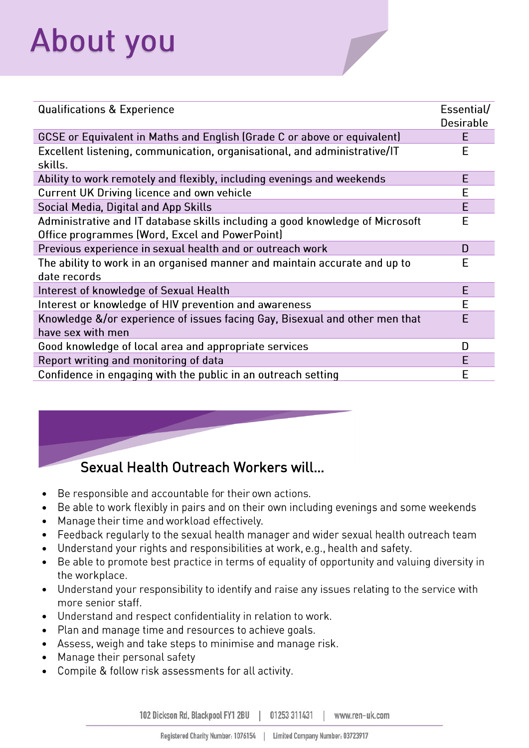# About you

| Qualifications & Experience | Essential/ Desirable |
|---|---|
| GCSE or Equivalent in Maths and English (Grade C or above or equivalent) | E |
| Excellent listening, communication, organisational, and administrative/IT skills. | E |
| Ability to work remotely and flexibly, including evenings and weekends | E |
| Current UK Driving licence and own vehicle | E |
| Social Media, Digital and App Skills | E |
| Administrative and IT database skills including a good knowledge of Microsoft Office programmes (Word, Excel and PowerPoint) | E |
| Previous experience in sexual health and or outreach work | D |
| The ability to work in an organised manner and maintain accurate and up to date records | E |
| Interest of knowledge of Sexual Health | E |
| Interest or knowledge of HIV prevention and awareness | E |
| Knowledge &/or experience of issues facing Gay, Bisexual and other men that have sex with men | E |
| Good knowledge of local area and appropriate services | D |
| Report writing and monitoring of data | E |
| Confidence in engaging with the public in an outreach setting | E |

## Sexual Health Outreach Workers will...

- Be responsible and accountable for their own actions.
- Be able to work flexibly in pairs and on their own including evenings and some weekends
- Manage their time and workload effectively.
- Feedback regularly to the sexual health manager and wider sexual health outreach team
- Understand your rights and responsibilities at work, e.g., health and safety.
- Be able to promote best practice in terms of equality of opportunity and valuing diversity in the workplace.
- Understand your responsibility to identify and raise any issues relating to the service with more senior staff.
- Understand and respect confidentiality in relation to work.
- Plan and manage time and resources to achieve goals.
- Assess, weigh and take steps to minimise and manage risk.
- Manage their personal safety
- Compile & follow risk assessments for all activity.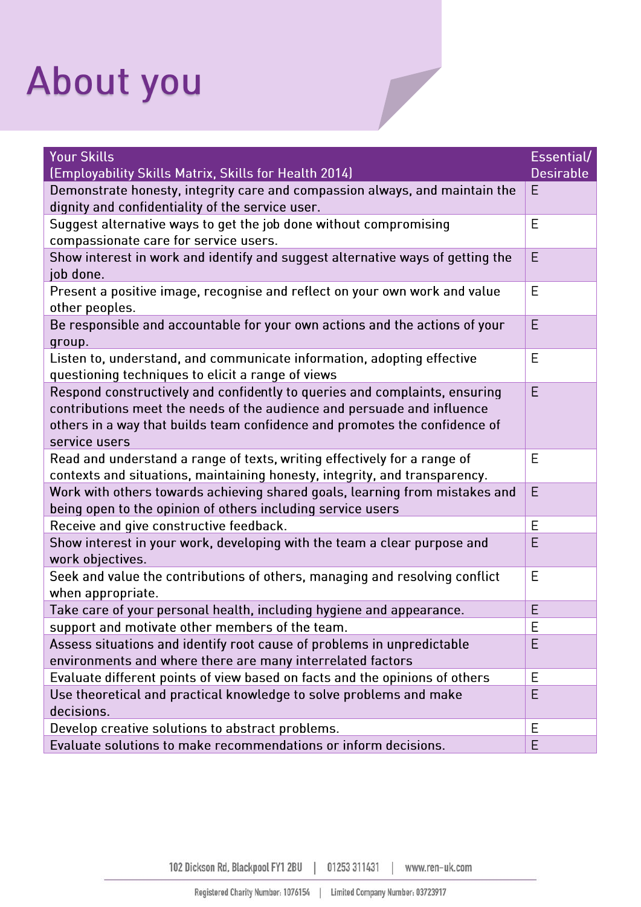# About you

| Your Skills<br>(Employability Skills Matrix, Skills for Health 2014) | Essential/ Desirable |
|---|---|
| Demonstrate honesty, integrity care and compassion always, and maintain the dignity and confidentiality of the service user. | E |
| Suggest alternative ways to get the job done without compromising compassionate care for service users. | E |
| Show interest in work and identify and suggest alternative ways of getting the job done. | E |
| Present a positive image, recognise and reflect on your own work and value other peoples. | E |
| Be responsible and accountable for your own actions and the actions of your group. | E |
| Listen to, understand, and communicate information, adopting effective questioning techniques to elicit a range of views | E |
| Respond constructively and confidently to queries and complaints, ensuring contributions meet the needs of the audience and persuade and influence others in a way that builds team confidence and promotes the confidence of service users | E |
| Read and understand a range of texts, writing effectively for a range of contexts and situations, maintaining honesty, integrity, and transparency. | E |
| Work with others towards achieving shared goals, learning from mistakes and being open to the opinion of others including service users | E |
| Receive and give constructive feedback. | E |
| Show interest in your work, developing with the team a clear purpose and work objectives. | E |
| Seek and value the contributions of others, managing and resolving conflict when appropriate. | E |
| Take care of your personal health, including hygiene and appearance. | E |
| support and motivate other members of the team. | E |
| Assess situations and identify root cause of problems in unpredictable environments and where there are many interrelated factors | E |
| Evaluate different points of view based on facts and the opinions of others | E |
| Use theoretical and practical knowledge to solve problems and make decisions. | E |
| Develop creative solutions to abstract problems. | E |
| Evaluate solutions to make recommendations or inform decisions. | E |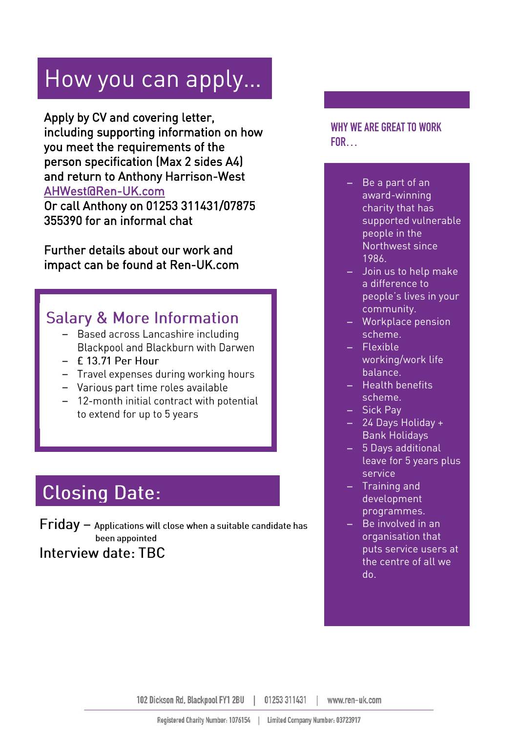# How you can apply...

Apply by CV and covering letter, including supporting information on how you meet the requirements of the person specification (Max 2 sides A4) and return to Anthony Harrison-West AHWest@Ren-UK.com
Or call Anthony on 01253 311431/07875 355390 for an informal chat

Further details about our work and impact can be found at Ren-UK.com

## Salary & More Information

- Based across Lancashire including Blackpool and Blackburn with Darwen
- £ 13.71 Per Hour
- Travel expenses during working hours
- Various part time roles available
- 12-month initial contract with potential to extend for up to 5 years

# Closing Date:

Friday – Applications will close when a suitable candidate has been appointed

Interview date: TBC

## WHY WE ARE GREAT TO WORK FOR…

- Be a part of an award-winning charity that has supported vulnerable people in the Northwest since 1986.
- Join us to help make a difference to people's lives in your community.
- Workplace pension scheme.
- Flexible working/work life balance.
- Health benefits scheme.
- Sick Pay
- 24 Days Holiday + Bank Holidays
- 5 Days additional leave for 5 years plus service
- Training and development programmes.
- Be involved in an organisation that puts service users at the centre of all we do.

102 Dickson Rd, Blackpool FY1 2BU | 01253 311431 | www.ren-uk.com

Registered Charity Number: 1076154 | Limited Company Number: 03723917